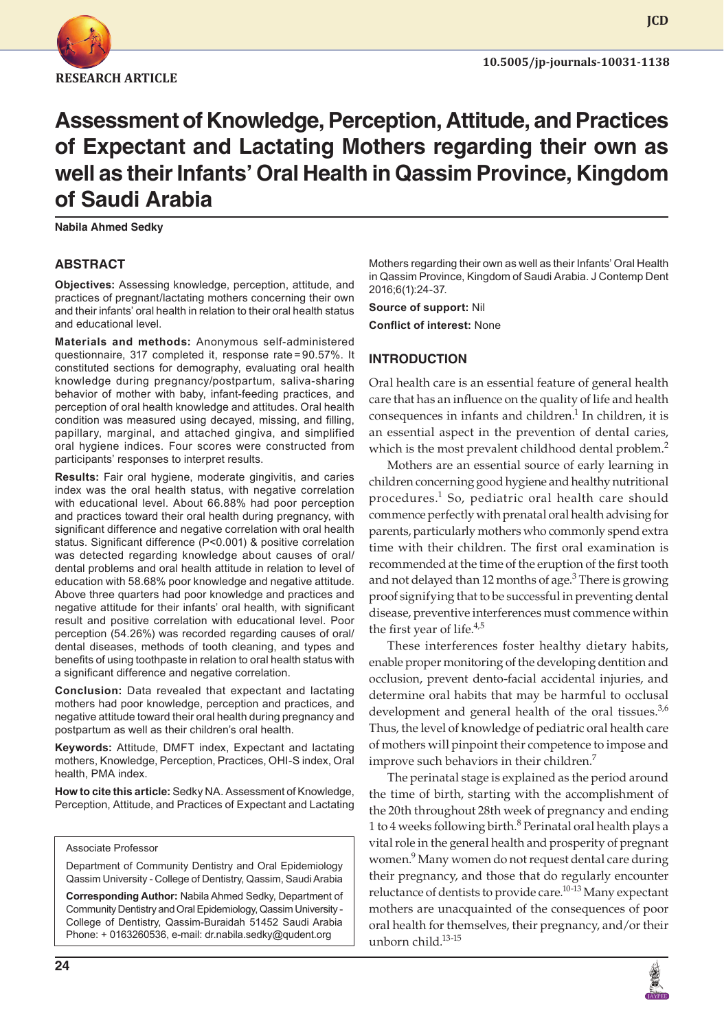RESEARCH ARTICLE

10.5005/jp-journals-10031-1138

# Assessment of Knowledge, Perception, Attitude, and Practices of Expectant and Lactating Mothers regarding their own as well as their Infants' Oral Health in Qassim Province, Kingdom of Saudi Arabia

**Nabila Ahmed Sedky**

## ABSTRACT

**Objectives:** Assessing knowledge, perception, attitude, and practices of pregnant/lactating mothers concerning their own and their infants' oral health in relation to their oral health status and educational level.

**Materials and methods:** Anonymous self-administered questionnaire, 317 completed it, response rate = 90.57%. It constituted sections for demography, evaluating oral health knowledge during pregnancy/postpartum, saliva-sharing behavior of mother with baby, infant-feeding practices, and perception of oral health knowledge and attitudes. Oral health condition was measured using decayed, missing, and filling, papillary, marginal, and attached gingiva, and simplified oral hygiene indices. Four scores were constructed from participants' responses to interpret results.

**Results:** Fair oral hygiene, moderate gingivitis, and caries index was the oral health status, with negative correlation with educational level. About 66.88% had poor perception and practices toward their oral health during pregnancy, with significant difference and negative correlation with oral health status. Significant difference ($P<0.001$) & positive correlation was detected regarding knowledge about causes of oral/dental problems and oral health attitude in relation to level of education with 58.68% poor knowledge and negative attitude. Above three quarters had poor knowledge and practices and negative attitude for their infants' oral health, with significant result and positive correlation with educational level. Poor perception (54.26%) was recorded regarding causes of oral/dental diseases, methods of tooth cleaning, and types and benefits of using toothpaste in relation to oral health status with a significant difference and negative correlation.

**Conclusion:** Data revealed that expectant and lactating mothers had poor knowledge, perception and practices, and negative attitude toward their oral health during pregnancy and postpartum as well as their children's oral health.

**Keywords:** Attitude, DMFT index, Expectant and lactating mothers, Knowledge, Perception, Practices, OHI-S index, Oral health, PMA index.

**How to cite this article:** Sedky NA. Assessment of Knowledge, Perception, Attitude, and Practices of Expectant and Lactating Mothers regarding their own as well as their Infants' Oral Health in Qassim Province, Kingdom of Saudi Arabia. J Contemp Dent 2016;6(1):24-37.

**Source of support:** Nil

**Conflict of interest:** None

Associate Professor

Department of Community Dentistry and Oral Epidemiology Qassim University - College of Dentistry, Qassim, Saudi Arabia

**Corresponding Author:** Nabila Ahmed Sedky, Department of Community Dentistry and Oral Epidemiology, Qassim University - College of Dentistry, Qassim-Buraidah 51452 Saudi Arabia Phone: + 0163260536, e-mail: dr.nabila.sedky@qudent.org

## INTRODUCTION

Oral health care is an essential feature of general health care that has an influence on the quality of life and health consequences in infants and children.[1] In children, it is an essential aspect in the prevention of dental caries, which is the most prevalent childhood dental problem.[2]

Mothers are an essential source of early learning in children concerning good hygiene and healthy nutritional procedures.[1] So, pediatric oral health care should commence perfectly with prenatal oral health advising for parents, particularly mothers who commonly spend extra time with their children. The first oral examination is recommended at the time of the eruption of the first tooth and not delayed than 12 months of age.[3] There is growing proof signifying that to be successful in preventing dental disease, preventive interferences must commence within the first year of life.[4,5]

These interferences foster healthy dietary habits, enable proper monitoring of the developing dentition and occlusion, prevent dento-facial accidental injuries, and determine oral habits that may be harmful to occlusal development and general health of the oral tissues.[3,6] Thus, the level of knowledge of pediatric oral health care of mothers will pinpoint their competence to impose and improve such behaviors in their children.[7]

The perinatal stage is explained as the period around the time of birth, starting with the accomplishment of the 20th throughout 28th week of pregnancy and ending 1 to 4 weeks following birth.[8] Perinatal oral health plays a vital role in the general health and prosperity of pregnant women.[9] Many women do not request dental care during their pregnancy, and those that do regularly encounter reluctance of dentists to provide care.[10-13] Many expectant mothers are unacquainted of the consequences of poor oral health for themselves, their pregnancy, and/or their unborn child.[13-15]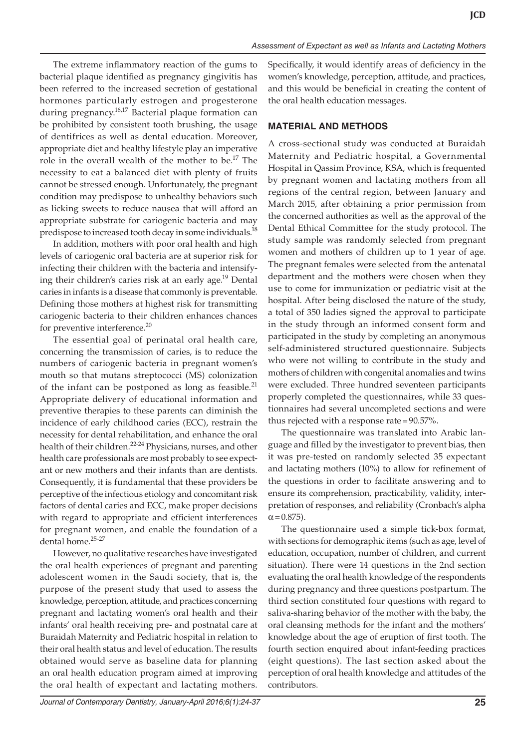The extreme inflammatory reaction of the gums to bacterial plaque identified as pregnancy gingivitis has been referred to the increased secretion of gestational hormones particularly estrogen and progesterone during pregnancy.[16,17] Bacterial plaque formation can be prohibited by consistent tooth brushing, the usage of dentifrices as well as dental education. Moreover, appropriate diet and healthy lifestyle play an imperative role in the overall wealth of the mother to be.[17] The necessity to eat a balanced diet with plenty of fruits cannot be stressed enough. Unfortunately, the pregnant condition may predispose to unhealthy behaviors such as licking sweets to reduce nausea that will afford an appropriate substrate for cariogenic bacteria and may predispose to increased tooth decay in some individuals.[18]

In addition, mothers with poor oral health and high levels of cariogenic oral bacteria are at superior risk for infecting their children with the bacteria and intensifying their children's caries risk at an early age.[19] Dental caries in infants is a disease that commonly is preventable. Defining those mothers at highest risk for transmitting cariogenic bacteria to their children enhances chances for preventive interference.[20]

The essential goal of perinatal oral health care, concerning the transmission of caries, is to reduce the numbers of cariogenic bacteria in pregnant women's mouth so that mutans streptococci (MS) colonization of the infant can be postponed as long as feasible.[21] Appropriate delivery of educational information and preventive therapies to these parents can diminish the incidence of early childhood caries (ECC), restrain the necessity for dental rehabilitation, and enhance the oral health of their children.[22-24] Physicians, nurses, and other health care professionals are most probably to see expectant or new mothers and their infants than are dentists. Consequently, it is fundamental that these providers be perceptive of the infectious etiology and concomitant risk factors of dental caries and ECC, make proper decisions with regard to appropriate and efficient interferences for pregnant women, and enable the foundation of a dental home.[25-27]

However, no qualitative researches have investigated the oral health experiences of pregnant and parenting adolescent women in the Saudi society, that is, the purpose of the present study that used to assess the knowledge, perception, attitude, and practices concerning pregnant and lactating women's oral health and their infants' oral health receiving pre- and postnatal care at Buraidah Maternity and Pediatric hospital in relation to their oral health status and level of education. The results obtained would serve as baseline data for planning an oral health education program aimed at improving the oral health of expectant and lactating mothers. Specifically, it would identify areas of deficiency in the women's knowledge, perception, attitude, and practices, and this would be beneficial in creating the content of the oral health education messages.

## MATERIAL AND METHODS

A cross-sectional study was conducted at Buraidah Maternity and Pediatric hospital, a Governmental Hospital in Qassim Province, KSA, which is frequented by pregnant women and lactating mothers from all regions of the central region, between January and March 2015, after obtaining a prior permission from the concerned authorities as well as the approval of the Dental Ethical Committee for the study protocol. The study sample was randomly selected from pregnant women and mothers of children up to 1 year of age. The pregnant females were selected from the antenatal department and the mothers were chosen when they use to come for immunization or pediatric visit at the hospital. After being disclosed the nature of the study, a total of 350 ladies signed the approval to participate in the study through an informed consent form and participated in the study by completing an anonymous self-administered structured questionnaire. Subjects who were not willing to contribute in the study and mothers of children with congenital anomalies and twins were excluded. Three hundred seventeen participants properly completed the questionnaires, while 33 questionnaires had several uncompleted sections and were thus rejected with a response rate = 90.57%.

The questionnaire was translated into Arabic language and filled by the investigator to prevent bias, then it was pre-tested on randomly selected 35 expectant and lactating mothers (10%) to allow for refinement of the questions in order to facilitate answering and to ensure its comprehension, practicability, validity, interpretation of responses, and reliability (Cronbach's alpha $\alpha = 0.875$).

The questionnaire used a simple tick-box format, with sections for demographic items (such as age, level of education, occupation, number of children, and current situation). There were 14 questions in the 2nd section evaluating the oral health knowledge of the respondents during pregnancy and three questions postpartum. The third section constituted four questions with regard to saliva-sharing behavior of the mother with the baby, the oral cleansing methods for the infant and the mothers' knowledge about the age of eruption of first tooth. The fourth section enquired about infant-feeding practices (eight questions). The last section asked about the perception of oral health knowledge and attitudes of the contributors.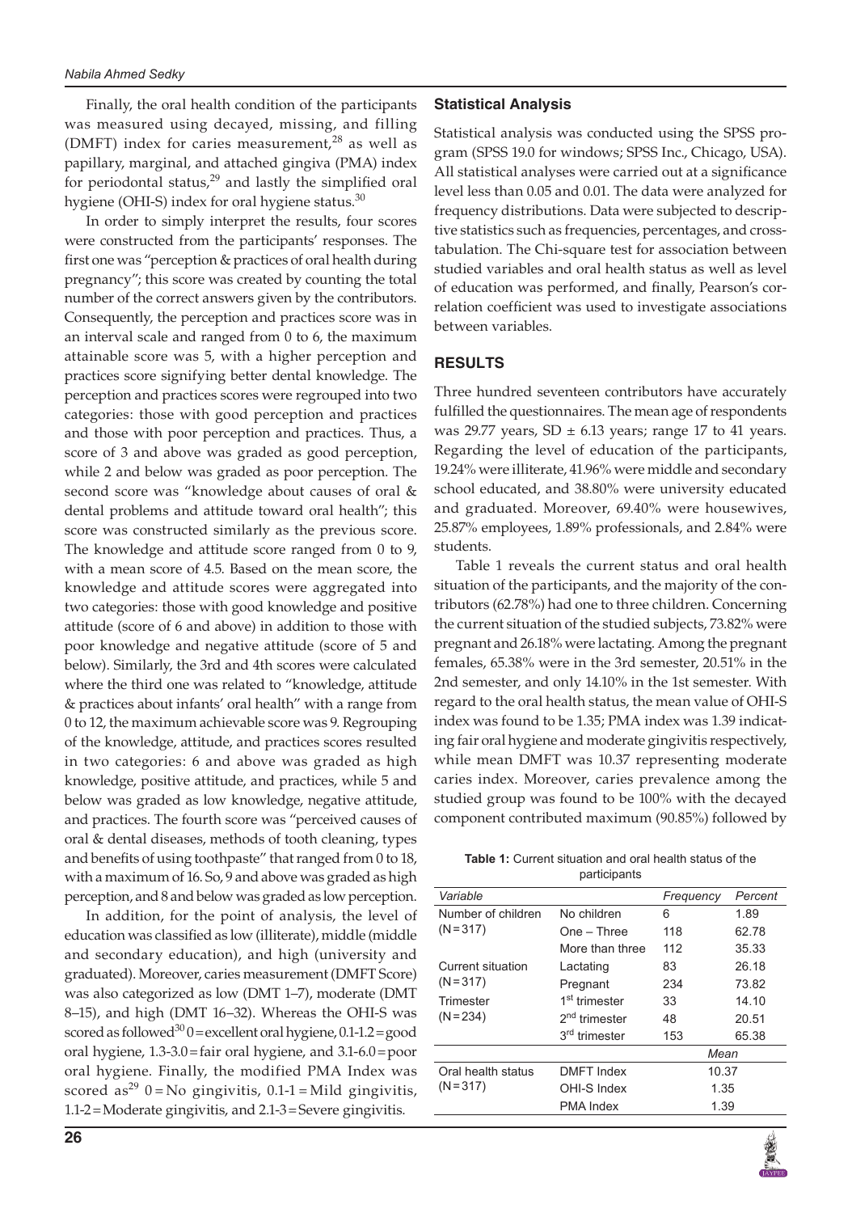Finally, the oral health condition of the participants was measured using decayed, missing, and filling (DMFT) index for caries measurement,[28] as well as papillary, marginal, and attached gingiva (PMA) index for periodontal status,[29] and lastly the simplified oral hygiene (OHI-S) index for oral hygiene status.[30]

In order to simply interpret the results, four scores were constructed from the participants' responses. The first one was "perception & practices of oral health during pregnancy"; this score was created by counting the total number of the correct answers given by the contributors. Consequently, the perception and practices score was in an interval scale and ranged from 0 to 6, the maximum attainable score was 5, with a higher perception and practices score signifying better dental knowledge. The perception and practices scores were regrouped into two categories: those with good perception and practices and those with poor perception and practices. Thus, a score of 3 and above was graded as good perception, while 2 and below was graded as poor perception. The second score was "knowledge about causes of oral & dental problems and attitude toward oral health"; this score was constructed similarly as the previous score. The knowledge and attitude score ranged from 0 to 9, with a mean score of 4.5. Based on the mean score, the knowledge and attitude scores were aggregated into two categories: those with good knowledge and positive attitude (score of 6 and above) in addition to those with poor knowledge and negative attitude (score of 5 and below). Similarly, the 3rd and 4th scores were calculated where the third one was related to "knowledge, attitude & practices about infants' oral health" with a range from 0 to 12, the maximum achievable score was 9. Regrouping of the knowledge, attitude, and practices scores resulted in two categories: 6 and above was graded as high knowledge, positive attitude, and practices, while 5 and below was graded as low knowledge, negative attitude, and practices. The fourth score was "perceived causes of oral & dental diseases, methods of tooth cleaning, types and benefits of using toothpaste" that ranged from 0 to 18, with a maximum of 16. So, 9 and above was graded as high perception, and 8 and below was graded as low perception.

In addition, for the point of analysis, the level of education was classified as low (illiterate), middle (middle and secondary education), and high (university and graduated). Moreover, caries measurement (DMFT Score) was also categorized as low (DMT 1–7), moderate (DMT 8–15), and high (DMT 16–32). Whereas the OHI-S was scored as followed[30] 0 = excellent oral hygiene, 0.1-1.2 = good oral hygiene, 1.3-3.0 = fair oral hygiene, and 3.1-6.0 = poor oral hygiene. Finally, the modified PMA Index was scored as[29] 0 = No gingivitis, 0.1-1 = Mild gingivitis, 1.1-2 = Moderate gingivitis, and 2.1-3 = Severe gingivitis.

## Statistical Analysis

Statistical analysis was conducted using the SPSS program (SPSS 19.0 for windows; SPSS Inc., Chicago, USA). All statistical analyses were carried out at a significance level less than 0.05 and 0.01. The data were analyzed for frequency distributions. Data were subjected to descriptive statistics such as frequencies, percentages, and cross-tabulation. The Chi-square test for association between studied variables and oral health status as well as level of education was performed, and finally, Pearson's correlation coefficient was used to investigate associations between variables.

## RESULTS

Three hundred seventeen contributors have accurately fulfilled the questionnaires. The mean age of respondents was 29.77 years, SD ± 6.13 years; range 17 to 41 years. Regarding the level of education of the participants, 19.24% were illiterate, 41.96% were middle and secondary school educated, and 38.80% were university educated and graduated. Moreover, 69.40% were housewives, 25.87% employees, 1.89% professionals, and 2.84% were students.

Table 1 reveals the current status and oral health situation of the participants, and the majority of the contributors (62.78%) had one to three children. Concerning the current situation of the studied subjects, 73.82% were pregnant and 26.18% were lactating. Among the pregnant females, 65.38% were in the 3rd semester, 20.51% in the 2nd semester, and only 14.10% in the 1st semester. With regard to the oral health status, the mean value of OHI-S index was found to be 1.35; PMA index was 1.39 indicating fair oral hygiene and moderate gingivitis respectively, while mean DMFT was 10.37 representing moderate caries index. Moreover, caries prevalence among the studied group was found to be 100% with the decayed component contributed maximum (90.85%) followed by

**Table 1:** Current situation and oral health status of the participants

| *Variable* | | *Frequency* | *Percent* |
|---|---|---|---|
| Number of children (N = 317) | No children | 6 | 1.89 |
| | One – Three | 118 | 62.78 |
| | More than three | 112 | 35.33 |
| Current situation (N = 317) | Lactating | 83 | 26.18 |
| | Pregnant | 234 | 73.82 |
| Trimester (N = 234) | 1st trimester | 33 | 14.10 |
| | 2nd trimester | 48 | 20.51 |
| | 3rd trimester | 153 | 65.38 |
| | | *Mean* | |
| Oral health status (N = 317) | DMFT Index | 10.37 | |
| | OHI-S Index | 1.35 | |
| | PMA Index | 1.39 | |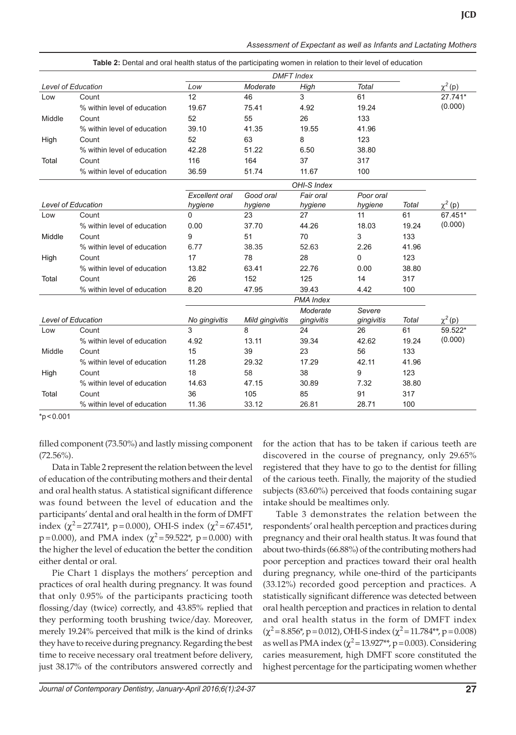**Table 2:** Dental and oral health status of the participating women in relation to their level of education

| Level of Education | | DMFT Index | | | | | $\chi^2$ (p) |
|---|---|---|---|---|---|---|---|
| | | Low | Moderate | High | Total | | |
| Low | Count | 12 | 46 | 3 | 61 | | 27.741* |
| | % within level of education | 19.67 | 75.41 | 4.92 | 19.24 | | (0.000) |
| Middle | Count | 52 | 55 | 26 | 133 | | |
| | % within level of education | 39.10 | 41.35 | 19.55 | 41.96 | | |
| High | Count | 52 | 63 | 8 | 123 | | |
| | % within level of education | 42.28 | 51.22 | 6.50 | 38.80 | | |
| Total | Count | 116 | 164 | 37 | 317 | | |
| | % within level of education | 36.59 | 51.74 | 11.67 | 100 | | |
| | | OHI-S Index | | | | | |
| Level of Education | | Excellent oral hygiene | Good oral hygiene | Fair oral hygiene | Poor oral hygiene | Total | $\chi^2$ (p) |
| Low | Count | 0 | 23 | 27 | 11 | 61 | 67.451* |
| | % within level of education | 0.00 | 37.70 | 44.26 | 18.03 | 19.24 | (0.000) |
| Middle | Count | 9 | 51 | 70 | 3 | 133 | |
| | % within level of education | 6.77 | 38.35 | 52.63 | 2.26 | 41.96 | |
| High | Count | 17 | 78 | 28 | 0 | 123 | |
| | % within level of education | 13.82 | 63.41 | 22.76 | 0.00 | 38.80 | |
| Total | Count | 26 | 152 | 125 | 14 | 317 | |
| | % within level of education | 8.20 | 47.95 | 39.43 | 4.42 | 100 | |
| | | PMA Index | | | | | |
| Level of Education | | No gingivitis | Mild gingivitis | Moderate gingivitis | Severe gingivitis | Total | $\chi^2$ (p) |
| Low | Count | 3 | 8 | 24 | 26 | 61 | 59.522* |
| | % within level of education | 4.92 | 13.11 | 39.34 | 42.62 | 19.24 | (0.000) |
| Middle | Count | 15 | 39 | 23 | 56 | 133 | |
| | % within level of education | 11.28 | 29.32 | 17.29 | 42.11 | 41.96 | |
| High | Count | 18 | 58 | 38 | 9 | 123 | |
| | % within level of education | 14.63 | 47.15 | 30.89 | 7.32 | 38.80 | |
| Total | Count | 36 | 105 | 85 | 91 | 317 | |
| | % within level of education | 11.36 | 33.12 | 26.81 | 28.71 | 100 | |

*$p < 0.001$

filled component (73.50%) and lastly missing component (72.56%).

Data in Table 2 represent the relation between the level of education of the contributing mothers and their dental and oral health status. A statistical significant difference was found between the level of education and the participants' dental and oral health in the form of DMFT index ($\chi^2 = 27.741^*$, $p = 0.000$), OHI-S index ($\chi^2 = 67.451^*$, $p = 0.000$), and PMA index ($\chi^2 = 59.522^*$, $p = 0.000$) with the higher the level of education the better the condition either dental or oral.

Pie Chart 1 displays the mothers' perception and practices of oral health during pregnancy. It was found that only 0.95% of the participants practicing tooth flossing/day (twice) correctly, and 43.85% replied that they performing tooth brushing twice/day. Moreover, merely 19.24% perceived that milk is the kind of drinks they have to receive during pregnancy. Regarding the best time to receive necessary oral treatment before delivery, just 38.17% of the contributors answered correctly and for the action that has to be taken if carious teeth are discovered in the course of pregnancy, only 29.65% registered that they have to go to the dentist for filling of the carious teeth. Finally, the majority of the studied subjects (83.60%) perceived that foods containing sugar intake should be mealtimes only.

Table 3 demonstrates the relation between the respondents' oral health perception and practices during pregnancy and their oral health status. It was found that about two-thirds (66.88%) of the contributing mothers had poor perception and practices toward their oral health during pregnancy, while one-third of the participants (33.12%) recorded good perception and practices. A statistically significant difference was detected between oral health perception and practices in relation to dental and oral health status in the form of DMFT index ($\chi^2 = 8.856^*$, $p = 0.012$), OHI-S index ($\chi^2 = 11.784^{**}$, $p = 0.008$) as well as PMA index ($\chi^2 = 13.927^{**}$, $p = 0.003$). Considering caries measurement, high DMFT score constituted the highest percentage for the participating women whether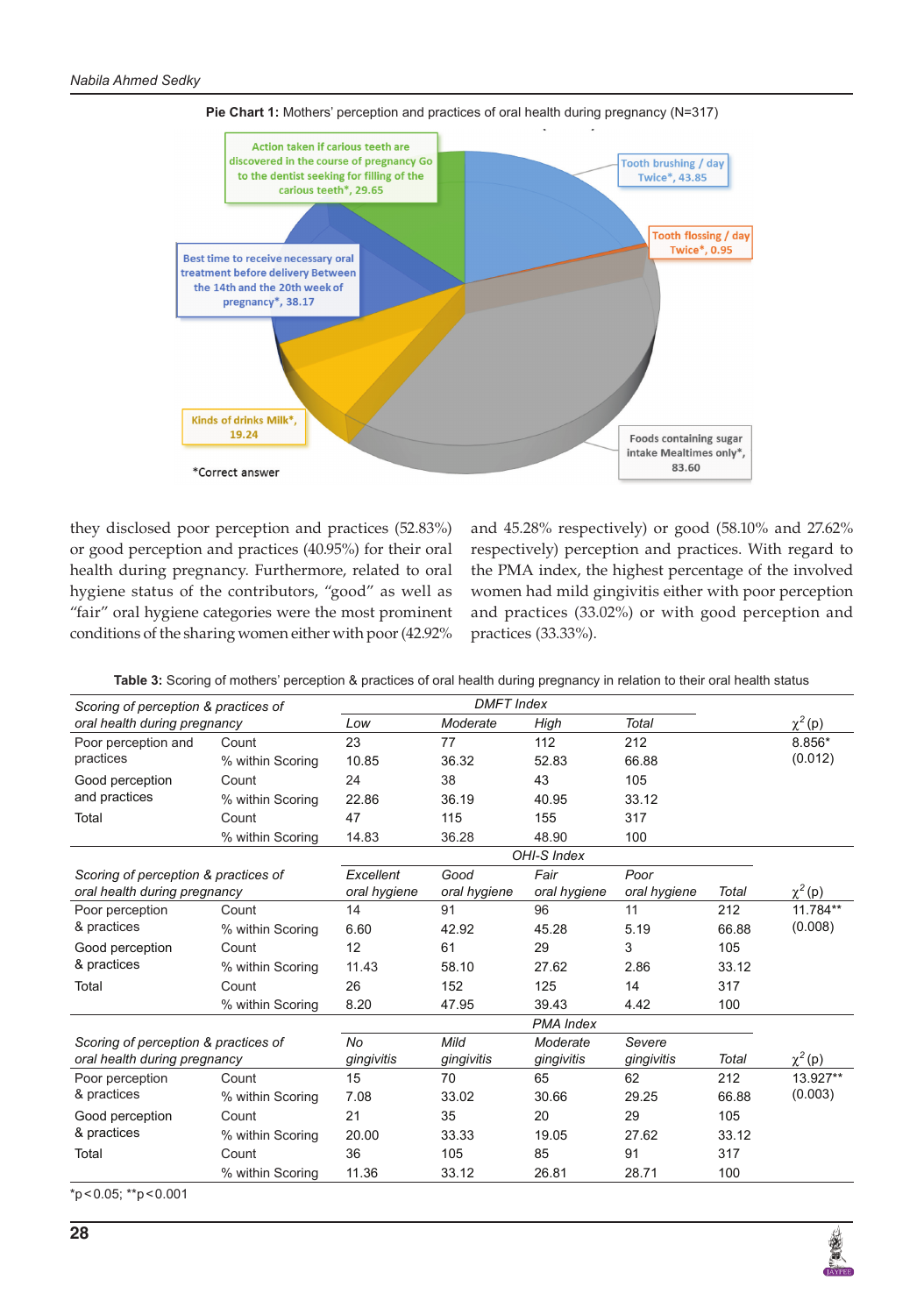**Pie Chart 1:** Mothers' perception and practices of oral health during pregnancy (N=317)

Action taken if carious teeth are discovered in the course of pregnancy Go to the dentist seeking for filling of the carious teeth*, 29.65

Tooth brushing / day Twice*, 43.85

Tooth flossing / day Twice*, 0.95

Best time to receive necessary oral treatment before delivery Between the 14th and the 20th week of pregnancy*, 38.17

Kinds of drinks Milk*, 19.24

Foods containing sugar intake Mealtimes only*, 83.60

*Correct answer

they disclosed poor perception and practices (52.83%) or good perception and practices (40.95%) for their oral health during pregnancy. Furthermore, related to oral hygiene status of the contributors, "good" as well as "fair" oral hygiene categories were the most prominent conditions of the sharing women either with poor (42.92% and 45.28% respectively) or good (58.10% and 27.62% respectively) perception and practices. With regard to the PMA index, the highest percentage of the involved women had mild gingivitis either with poor perception and practices (33.02%) or with good perception and practices (33.33%).

**Table 3:** Scoring of mothers' perception & practices of oral health during pregnancy in relation to their oral health status

| *Scoring of perception & practices of oral health during pregnancy* | | *DMFT Index* | | | | | |
|---|---|---|---|---|---|---|---|
| | | *Low* | *Moderate* | *High* | *Total* | | $\chi^2$ (p) |
| Poor perception and practices | Count | 23 | 77 | 112 | 212 | | 8.856* (0.012) |
| | % within Scoring | 10.85 | 36.32 | 52.83 | 66.88 | | |
| Good perception and practices | Count | 24 | 38 | 43 | 105 | | |
| | % within Scoring | 22.86 | 36.19 | 40.95 | 33.12 | | |
| Total | Count | 47 | 115 | 155 | 317 | | |
| | % within Scoring | 14.83 | 36.28 | 48.90 | 100 | | |
| | | *OHI-S Index* | | | | | |
| *Scoring of perception & practices of oral health during pregnancy* | | *Excellent oral hygiene* | *Good oral hygiene* | *Fair oral hygiene* | *Poor oral hygiene* | *Total* | $\chi^2$ (p) |
| Poor perception & practices | Count | 14 | 91 | 96 | 11 | 212 | 11.784** (0.008) |
| | % within Scoring | 6.60 | 42.92 | 45.28 | 5.19 | 66.88 | |
| Good perception & practices | Count | 12 | 61 | 29 | 3 | 105 | |
| | % within Scoring | 11.43 | 58.10 | 27.62 | 2.86 | 33.12 | |
| Total | Count | 26 | 152 | 125 | 14 | 317 | |
| | % within Scoring | 8.20 | 47.95 | 39.43 | 4.42 | 100 | |
| | | *PMA Index* | | | | | |
| *Scoring of perception & practices of oral health during pregnancy* | | *No gingivitis* | *Mild gingivitis* | *Moderate gingivitis* | *Severe gingivitis* | *Total* | $\chi^2$ (p) |
| Poor perception & practices | Count | 15 | 70 | 65 | 62 | 212 | 13.927** (0.003) |
| | % within Scoring | 7.08 | 33.02 | 30.66 | 29.25 | 66.88 | |
| Good perception & practices | Count | 21 | 35 | 20 | 29 | 105 | |
| | % within Scoring | 20.00 | 33.33 | 19.05 | 27.62 | 33.12 | |
| Total | Count | 36 | 105 | 85 | 91 | 317 | |
| | % within Scoring | 11.36 | 33.12 | 26.81 | 28.71 | 100 | |

*p<0.05; **p<0.001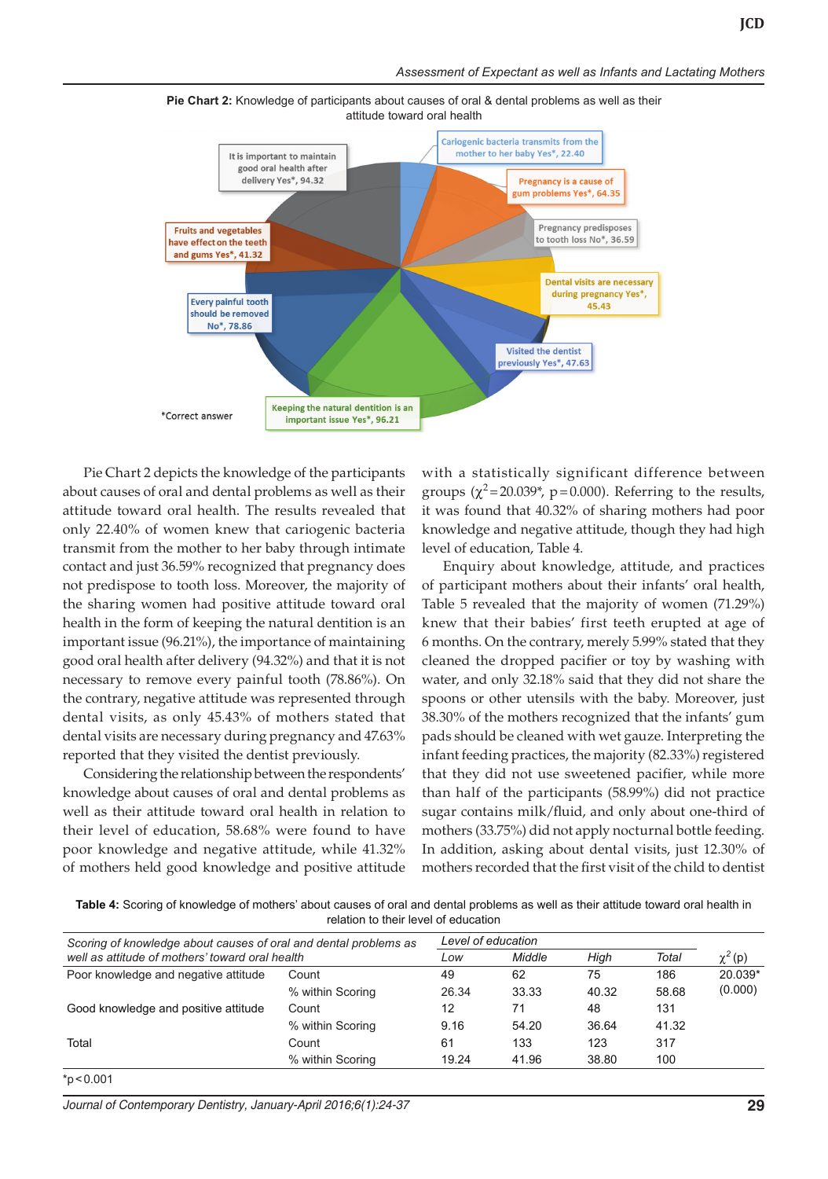**Pie Chart 2:** Knowledge of participants about causes of oral & dental problems as well as their attitude toward oral health

It is important to maintain good oral health after delivery Yes*, 94.32

Cariogenic bacteria transmits from the mother to her baby Yes*, 22.40

Pregnancy is a cause of gum problems Yes*, 64.35

Pregnancy predisposes to tooth loss No*, 36.59

Dental visits are necessary during pregnancy Yes*, 45.43

Visited the dentist previously Yes*, 47.63

Keeping the natural dentition is an important issue Yes*, 96.21

Every painful tooth should be removed No*, 78.86

Fruits and vegetables have effect on the teeth and gums Yes*, 41.32

*Correct answer

Pie Chart 2 depicts the knowledge of the participants about causes of oral and dental problems as well as their attitude toward oral health. The results revealed that only 22.40% of women knew that cariogenic bacteria transmit from the mother to her baby through intimate contact and just 36.59% recognized that pregnancy does not predispose to tooth loss. Moreover, the majority of the sharing women had positive attitude toward oral health in the form of keeping the natural dentition is an important issue (96.21%), the importance of maintaining good oral health after delivery (94.32%) and that it is not necessary to remove every painful tooth (78.86%). On the contrary, negative attitude was represented through dental visits, as only 45.43% of mothers stated that dental visits are necessary during pregnancy and 47.63% reported that they visited the dentist previously.

Considering the relationship between the respondents' knowledge about causes of oral and dental problems as well as their attitude toward oral health in relation to their level of education, 58.68% were found to have poor knowledge and negative attitude, while 41.32% of mothers held good knowledge and positive attitude with a statistically significant difference between groups ($\chi^2 = 20.039$*, $p = 0.000$). Referring to the results, it was found that 40.32% of sharing mothers had poor knowledge and negative attitude, though they had high level of education, Table 4.

Enquiry about knowledge, attitude, and practices of participant mothers about their infants' oral health, Table 5 revealed that the majority of women (71.29%) knew that their babies' first teeth erupted at age of 6 months. On the contrary, merely 5.99% stated that they cleaned the dropped pacifier or toy by washing with water, and only 32.18% said that they did not share the spoons or other utensils with the baby. Moreover, just 38.30% of the mothers recognized that the infants' gum pads should be cleaned with wet gauze. Interpreting the infant feeding practices, the majority (82.33%) registered that they did not use sweetened pacifier, while more than half of the participants (58.99%) did not practice sugar contains milk/fluid, and only about one-third of mothers (33.75%) did not apply nocturnal bottle feeding. In addition, asking about dental visits, just 12.30% of mothers recorded that the first visit of the child to dentist

**Table 4:** Scoring of knowledge of mothers' about causes of oral and dental problems as well as their attitude toward oral health in relation to their level of education

| *Scoring of knowledge about causes of oral and dental problems as well as attitude of mothers' toward oral health* | | *Level of education* | | | | |
|---|---|---|---|---|---|---|
| | | *Low* | *Middle* | *High* | *Total* | $\chi^2$ (p) |
| Poor knowledge and negative attitude | Count | 49 | 62 | 75 | 186 | 20.039* |
| | % within Scoring | 26.34 | 33.33 | 40.32 | 58.68 | (0.000) |
| Good knowledge and positive attitude | Count | 12 | 71 | 48 | 131 | |
| | % within Scoring | 9.16 | 54.20 | 36.64 | 41.32 | |
| Total | Count | 61 | 133 | 123 | 317 | |
| | % within Scoring | 19.24 | 41.96 | 38.80 | 100 | |

*p < 0.001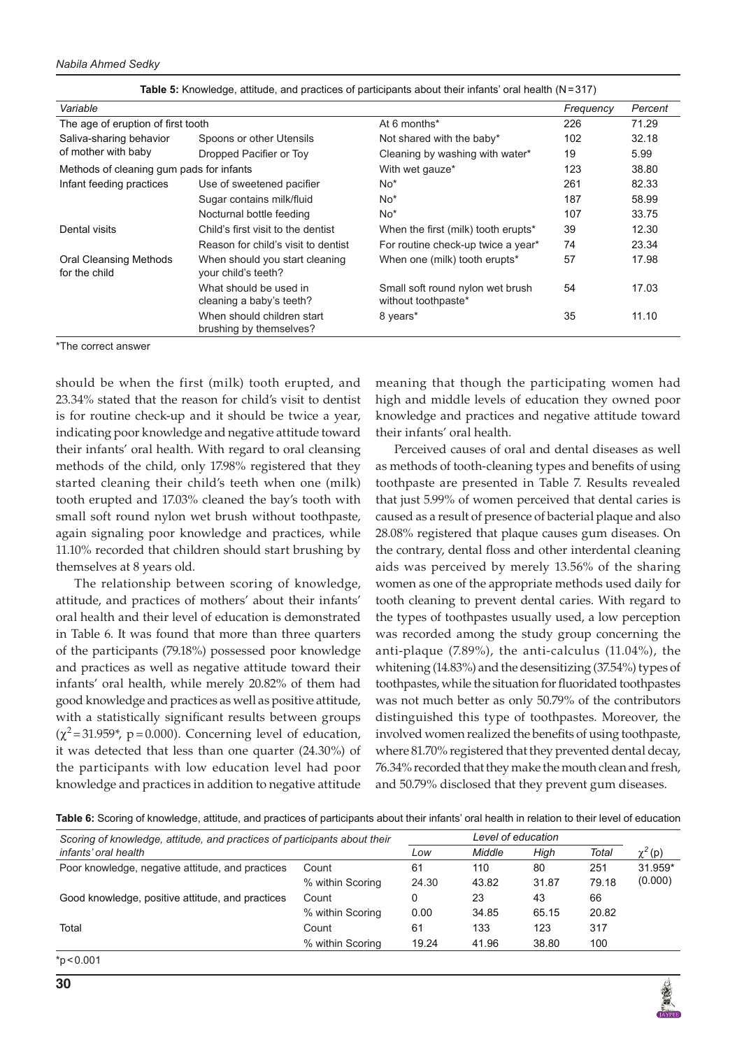**Table 5:** Knowledge, attitude, and practices of participants about their infants' oral health (N = 317)

| Variable | | | Frequency | Percent |
|---|---|---|---|---|
| The age of eruption of first tooth | | At 6 months* | 226 | 71.29 |
| Saliva-sharing behavior of mother with baby | Spoons or other Utensils | Not shared with the baby* | 102 | 32.18 |
| | Dropped Pacifier or Toy | Cleaning by washing with water* | 19 | 5.99 |
| Methods of cleaning gum pads for infants | | With wet gauze* | 123 | 38.80 |
| Infant feeding practices | Use of sweetened pacifier | No* | 261 | 82.33 |
| | Sugar contains milk/fluid | No* | 187 | 58.99 |
| | Nocturnal bottle feeding | No* | 107 | 33.75 |
| Dental visits | Child's first visit to the dentist | When the first (milk) tooth erupts* | 39 | 12.30 |
| | Reason for child's visit to dentist | For routine check-up twice a year* | 74 | 23.34 |
| Oral Cleansing Methods for the child | When should you start cleaning your child's teeth? | When one (milk) tooth erupts* | 57 | 17.98 |
| | What should be used in cleaning a baby's teeth? | Small soft round nylon wet brush without toothpaste* | 54 | 17.03 |
| | When should children start brushing by themselves? | 8 years* | 35 | 11.10 |

*The correct answer

should be when the first (milk) tooth erupted, and 23.34% stated that the reason for child's visit to dentist is for routine check-up and it should be twice a year, indicating poor knowledge and negative attitude toward their infants' oral health. With regard to oral cleansing methods of the child, only 17.98% registered that they started cleaning their child's teeth when one (milk) tooth erupted and 17.03% cleaned the bay's tooth with small soft round nylon wet brush without toothpaste, again signaling poor knowledge and practices, while 11.10% recorded that children should start brushing by themselves at 8 years old.

The relationship between scoring of knowledge, attitude, and practices of mothers' about their infants' oral health and their level of education is demonstrated in Table 6. It was found that more than three quarters of the participants (79.18%) possessed poor knowledge and practices as well as negative attitude toward their infants' oral health, while merely 20.82% of them had good knowledge and practices as well as positive attitude, with a statistically significant results between groups ($\chi^2 = 31.959^*$, $p = 0.000$). Concerning level of education, it was detected that less than one quarter (24.30%) of the participants with low education level had poor knowledge and practices in addition to negative attitude meaning that though the participating women had high and middle levels of education they owned poor knowledge and practices and negative attitude toward their infants' oral health.

Perceived causes of oral and dental diseases as well as methods of tooth-cleaning types and benefits of using toothpaste are presented in Table 7. Results revealed that just 5.99% of women perceived that dental caries is caused as a result of presence of bacterial plaque and also 28.08% registered that plaque causes gum diseases. On the contrary, dental floss and other interdental cleaning aids was perceived by merely 13.56% of the sharing women as one of the appropriate methods used daily for tooth cleaning to prevent dental caries. With regard to the types of toothpastes usually used, a low perception was recorded among the study group concerning the anti-plaque (7.89%), the anti-calculus (11.04%), the whitening (14.83%) and the desensitizing (37.54%) types of toothpastes, while the situation for fluoridated toothpastes was not much better as only 50.79% of the contributors distinguished this type of toothpastes. Moreover, the involved women realized the benefits of using toothpaste, where 81.70% registered that they prevented dental decay, 76.34% recorded that they make the mouth clean and fresh, and 50.79% disclosed that they prevent gum diseases.

**Table 6:** Scoring of knowledge, attitude, and practices of participants about their infants' oral health in relation to their level of education

| Scoring of knowledge, attitude, and practices of participants about their infants' oral health | | Level of education | | | | $\chi^2$ (p) |
|---|---|---|---|---|---|---|
| | | Low | Middle | High | Total | |
| Poor knowledge, negative attitude, and practices | Count | 61 | 110 | 80 | 251 | 31.959* (0.000) |
| | % within Scoring | 24.30 | 43.82 | 31.87 | 79.18 | |
| Good knowledge, positive attitude, and practices | Count | 0 | 23 | 43 | 66 | |
| | % within Scoring | 0.00 | 34.85 | 65.15 | 20.82 | |
| Total | Count | 61 | 133 | 123 | 317 | |
| | % within Scoring | 19.24 | 41.96 | 38.80 | 100 | |

*$p < 0.001$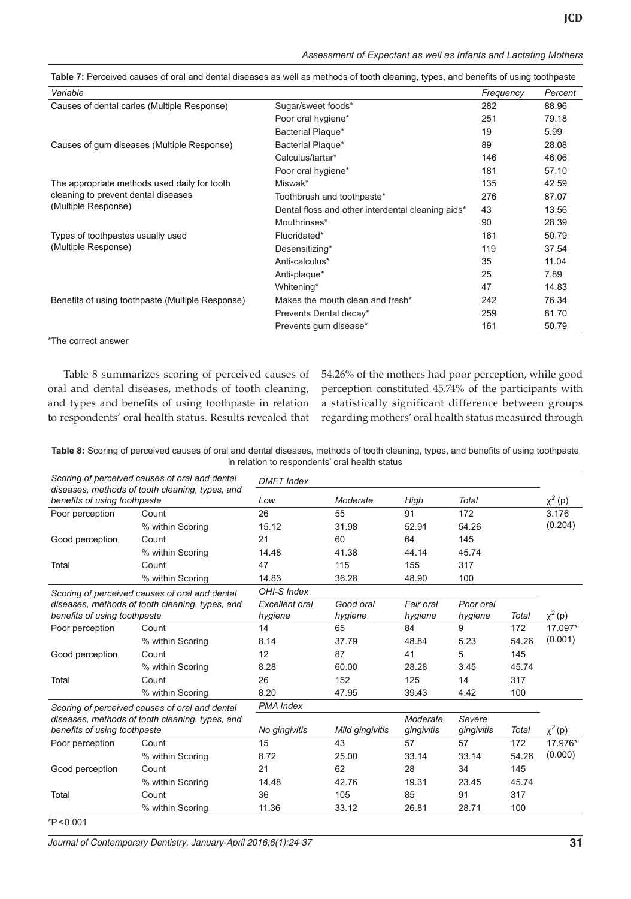**Table 7:** Perceived causes of oral and dental diseases as well as methods of tooth cleaning, types, and benefits of using toothpaste

| *Variable* | | *Frequency* | *Percent* |
|---|---|---|---|
| Causes of dental caries (Multiple Response) | Sugar/sweet foods* | 282 | 88.96 |
| | Poor oral hygiene* | 251 | 79.18 |
| | Bacterial Plaque* | 19 | 5.99 |
| Causes of gum diseases (Multiple Response) | Bacterial Plaque* | 89 | 28.08 |
| | Calculus/tartar* | 146 | 46.06 |
| | Poor oral hygiene* | 181 | 57.10 |
| The appropriate methods used daily for tooth cleaning to prevent dental diseases (Multiple Response) | Miswak* | 135 | 42.59 |
| | Toothbrush and toothpaste* | 276 | 87.07 |
| | Dental floss and other interdental cleaning aids* | 43 | 13.56 |
| | Mouthrinses* | 90 | 28.39 |
| Types of toothpastes usually used (Multiple Response) | Fluoridated* | 161 | 50.79 |
| | Desensitizing* | 119 | 37.54 |
| | Anti-calculus* | 35 | 11.04 |
| | Anti-plaque* | 25 | 7.89 |
| | Whitening* | 47 | 14.83 |
| Benefits of using toothpaste (Multiple Response) | Makes the mouth clean and fresh* | 242 | 76.34 |
| | Prevents Dental decay* | 259 | 81.70 |
| | Prevents gum disease* | 161 | 50.79 |

*The correct answer

Table 8 summarizes scoring of perceived causes of oral and dental diseases, methods of tooth cleaning, and types and benefits of using toothpaste in relation to respondents' oral health status. Results revealed that 54.26% of the mothers had poor perception, while good perception constituted 45.74% of the participants with a statistically significant difference between groups regarding mothers' oral health status measured through

**Table 8:** Scoring of perceived causes of oral and dental diseases, methods of tooth cleaning, types, and benefits of using toothpaste in relation to respondents' oral health status

| *Scoring of perceived causes of oral and dental diseases, methods of tooth cleaning, types, and benefits of using toothpaste* | | *DMFT Index* | | | | | |
|---|---|---|---|---|---|---|---|
| | | *Low* | *Moderate* | *High* | *Total* | | $\chi^2$ (p) |
| Poor perception | Count | 26 | 55 | 91 | 172 | | 3.176 (0.204) |
| | % within Scoring | 15.12 | 31.98 | 52.91 | 54.26 | | |
| Good perception | Count | 21 | 60 | 64 | 145 | | |
| | % within Scoring | 14.48 | 41.38 | 44.14 | 45.74 | | |
| Total | Count | 47 | 115 | 155 | 317 | | |
| | % within Scoring | 14.83 | 36.28 | 48.90 | 100 | | |
| *Scoring of perceived causes of oral and dental diseases, methods of tooth cleaning, types, and benefits of using toothpaste* | | *OHI-S Index* | | | | | |
| | | *Excellent oral hygiene* | *Good oral hygiene* | *Fair oral hygiene* | *Poor oral hygiene* | *Total* | $\chi^2$ (p) |
| Poor perception | Count | 14 | 65 | 84 | 9 | 172 | 17.097* (0.001) |
| | % within Scoring | 8.14 | 37.79 | 48.84 | 5.23 | 54.26 | |
| Good perception | Count | 12 | 87 | 41 | 5 | 145 | |
| | % within Scoring | 8.28 | 60.00 | 28.28 | 3.45 | 45.74 | |
| Total | Count | 26 | 152 | 125 | 14 | 317 | |
| | % within Scoring | 8.20 | 47.95 | 39.43 | 4.42 | 100 | |
| *Scoring of perceived causes of oral and dental diseases, methods of tooth cleaning, types, and benefits of using toothpaste* | | *PMA Index* | | | | | |
| | | *No gingivitis* | *Mild gingivitis* | *Moderate gingivitis* | *Severe gingivitis* | *Total* | $\chi^2$ (p) |
| Poor perception | Count | 15 | 43 | 57 | 57 | 172 | 17.976* (0.000) |
| | % within Scoring | 8.72 | 25.00 | 33.14 | 33.14 | 54.26 | |
| Good perception | Count | 21 | 62 | 28 | 34 | 145 | |
| | % within Scoring | 14.48 | 42.76 | 19.31 | 23.45 | 45.74 | |
| Total | Count | 36 | 105 | 85 | 91 | 317 | |
| | % within Scoring | 11.36 | 33.12 | 26.81 | 28.71 | 100 | |

*$P < 0.001$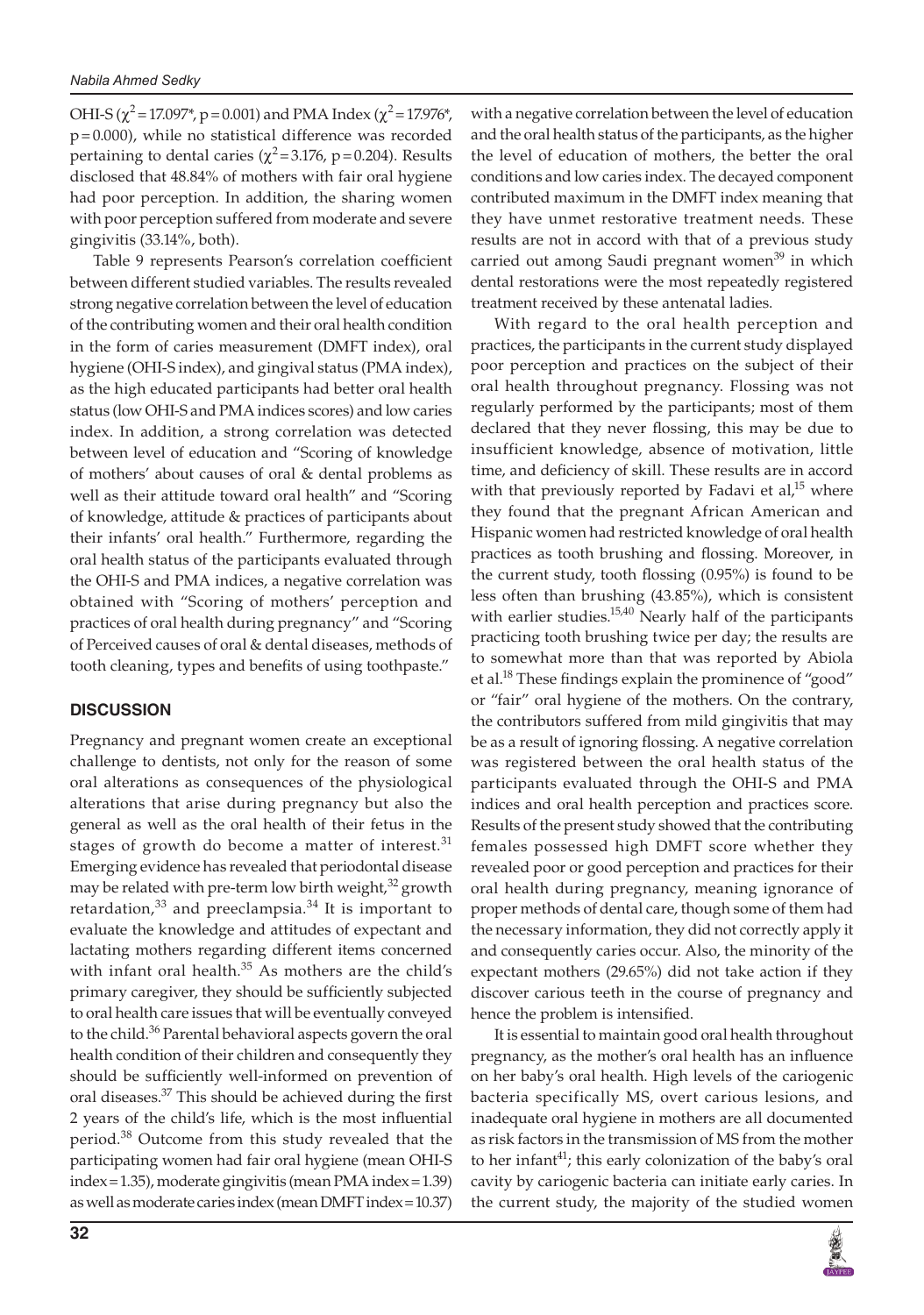OHI-S ($\chi^2 = 17.097^*$, $p = 0.001$) and PMA Index ($\chi^2 = 17.976^*$, $p = 0.000$), while no statistical difference was recorded pertaining to dental caries ($\chi^2 = 3.176$, $p = 0.204$). Results disclosed that 48.84% of mothers with fair oral hygiene had poor perception. In addition, the sharing women with poor perception suffered from moderate and severe gingivitis (33.14%, both).

Table 9 represents Pearson's correlation coefficient between different studied variables. The results revealed strong negative correlation between the level of education of the contributing women and their oral health condition in the form of caries measurement (DMFT index), oral hygiene (OHI-S index), and gingival status (PMA index), as the high educated participants had better oral health status (low OHI-S and PMA indices scores) and low caries index. In addition, a strong correlation was detected between level of education and "Scoring of knowledge of mothers' about causes of oral & dental problems as well as their attitude toward oral health" and "Scoring of knowledge, attitude & practices of participants about their infants' oral health." Furthermore, regarding the oral health status of the participants evaluated through the OHI-S and PMA indices, a negative correlation was obtained with "Scoring of mothers' perception and practices of oral health during pregnancy" and "Scoring of Perceived causes of oral & dental diseases, methods of tooth cleaning, types and benefits of using toothpaste."

## DISCUSSION

Pregnancy and pregnant women create an exceptional challenge to dentists, not only for the reason of some oral alterations as consequences of the physiological alterations that arise during pregnancy but also the general as well as the oral health of their fetus in the stages of growth do become a matter of interest.[31] Emerging evidence has revealed that periodontal disease may be related with pre-term low birth weight,[32] growth retardation,[33] and preeclampsia.[34] It is important to evaluate the knowledge and attitudes of expectant and lactating mothers regarding different items concerned with infant oral health.[35] As mothers are the child's primary caregiver, they should be sufficiently subjected to oral health care issues that will be eventually conveyed to the child.[36] Parental behavioral aspects govern the oral health condition of their children and consequently they should be sufficiently well-informed on prevention of oral diseases.[37] This should be achieved during the first 2 years of the child's life, which is the most influential period.[38] Outcome from this study revealed that the participating women had fair oral hygiene (mean OHI-S index = 1.35), moderate gingivitis (mean PMA index = 1.39) as well as moderate caries index (mean DMFT index = 10.37) with a negative correlation between the level of education and the oral health status of the participants, as the higher the level of education of mothers, the better the oral conditions and low caries index. The decayed component contributed maximum in the DMFT index meaning that they have unmet restorative treatment needs. These results are not in accord with that of a previous study carried out among Saudi pregnant women[39] in which dental restorations were the most repeatedly registered treatment received by these antenatal ladies.

With regard to the oral health perception and practices, the participants in the current study displayed poor perception and practices on the subject of their oral health throughout pregnancy. Flossing was not regularly performed by the participants; most of them declared that they never flossing, this may be due to insufficient knowledge, absence of motivation, little time, and deficiency of skill. These results are in accord with that previously reported by Fadavi et al,[15] where they found that the pregnant African American and Hispanic women had restricted knowledge of oral health practices as tooth brushing and flossing. Moreover, in the current study, tooth flossing (0.95%) is found to be less often than brushing (43.85%), which is consistent with earlier studies.[15,40] Nearly half of the participants practicing tooth brushing twice per day; the results are to somewhat more than that was reported by Abiola et al.[18] These findings explain the prominence of "good" or "fair" oral hygiene of the mothers. On the contrary, the contributors suffered from mild gingivitis that may be as a result of ignoring flossing. A negative correlation was registered between the oral health status of the participants evaluated through the OHI-S and PMA indices and oral health perception and practices score. Results of the present study showed that the contributing females possessed high DMFT score whether they revealed poor or good perception and practices for their oral health during pregnancy, meaning ignorance of proper methods of dental care, though some of them had the necessary information, they did not correctly apply it and consequently caries occur. Also, the minority of the expectant mothers (29.65%) did not take action if they discover carious teeth in the course of pregnancy and hence the problem is intensified.

It is essential to maintain good oral health throughout pregnancy, as the mother's oral health has an influence on her baby's oral health. High levels of the cariogenic bacteria specifically MS, overt carious lesions, and inadequate oral hygiene in mothers are all documented as risk factors in the transmission of MS from the mother to her infant[41]; this early colonization of the baby's oral cavity by cariogenic bacteria can initiate early caries. In the current study, the majority of the studied women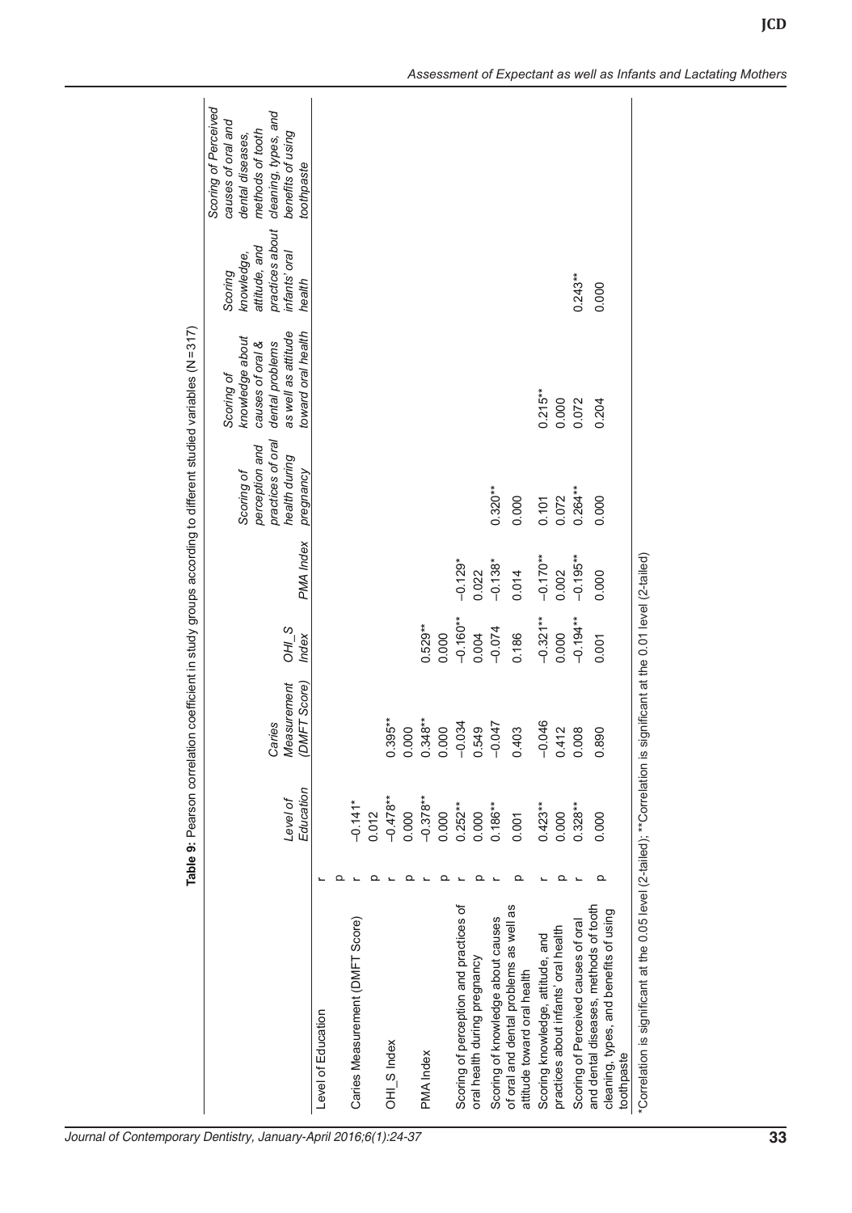**Table 9:** Pearson correlation coefficient in study groups according to different studied variables (N = 317)

| | | Level of Education | Caries Measurement (DMFT Score) | OHI_S Index | PMA Index | Scoring of perception and practices of oral health during pregnancy | Scoring of knowledge about causes of oral & dental problems as well as attitude toward oral health | Scoring knowledge, attitude, and practices about infants' oral health | Scoring of Perceived causes of oral and dental diseases, methods of tooth cleaning, types, and benefits of using toothpaste |
|---|---|---|---|---|---|---|---|---|---|
| Level of Education | r | | | | | | | | |
| | p | | | | | | | | |
| Caries Measurement (DMFT Score) | r | −0.141* | | | | | | | |
| | p | 0.012 | | | | | | | |
| OHI_S Index | r | −0.478** | 0.395** | | | | | | |
| | p | 0.000 | 0.000 | | | | | | |
| PMA Index | r | −0.378** | 0.348** | 0.529** | | | | | |
| | p | 0.000 | 0.000 | 0.000 | | | | | |
| Scoring of perception and practices of oral health during pregnancy | r | 0.252** | −0.034 | −0.160** | −0.129* | | | | |
| | p | 0.000 | 0.549 | 0.004 | 0.022 | | | | |
| Scoring of knowledge about causes of oral and dental problems as well as attitude toward oral health | r | 0.186** | −0.047 | −0.074 | −0.138* | 0.320** | | | |
| | p | 0.001 | 0.403 | 0.186 | 0.014 | 0.000 | | | |
| Scoring knowledge, attitude, and practices about infants' oral health | r | 0.423** | −0.046 | −0.321** | −0.170** | 0.101 | 0.215** | | |
| | p | 0.000 | 0.412 | 0.000 | 0.002 | 0.072 | 0.000 | | |
| Scoring of Perceived causes of oral and dental diseases, methods of tooth cleaning, types, and benefits of using toothpaste | r | 0.328** | 0.008 | −0.194** | −0.195** | 0.264** | 0.072 | 0.243** | |
| | p | 0.000 | 0.890 | 0.001 | 0.000 | 0.000 | 0.204 | 0.000 | |

*Correlation is significant at the 0.05 level (2-tailed); **Correlation is significant at the 0.01 level (2-tailed)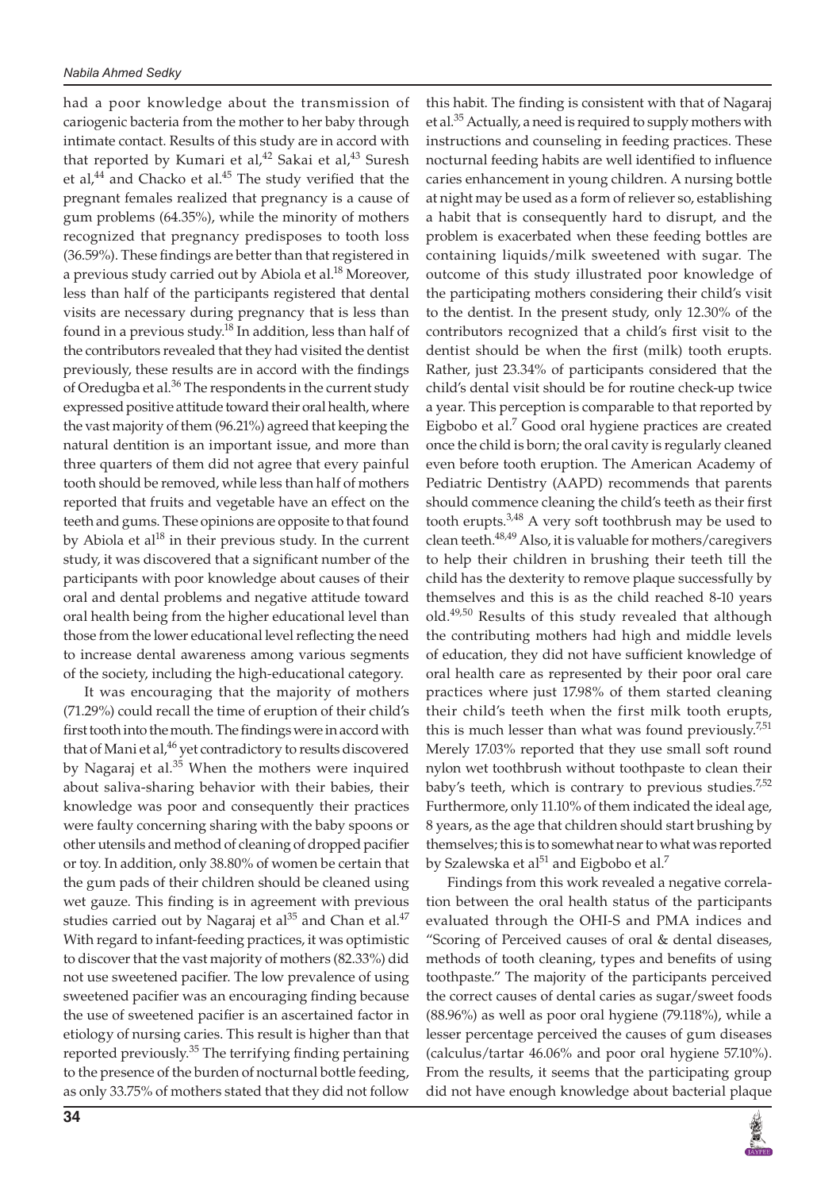had a poor knowledge about the transmission of cariogenic bacteria from the mother to her baby through intimate contact. Results of this study are in accord with that reported by Kumari et al,[42] Sakai et al,[43] Suresh et al,[44] and Chacko et al.[45] The study verified that the pregnant females realized that pregnancy is a cause of gum problems (64.35%), while the minority of mothers recognized that pregnancy predisposes to tooth loss (36.59%). These findings are better than that registered in a previous study carried out by Abiola et al.[18] Moreover, less than half of the participants registered that dental visits are necessary during pregnancy that is less than found in a previous study.[18] In addition, less than half of the contributors revealed that they had visited the dentist previously, these results are in accord with the findings of Oredugba et al.[36] The respondents in the current study expressed positive attitude toward their oral health, where the vast majority of them (96.21%) agreed that keeping the natural dentition is an important issue, and more than three quarters of them did not agree that every painful tooth should be removed, while less than half of mothers reported that fruits and vegetable have an effect on the teeth and gums. These opinions are opposite to that found by Abiola et al[18] in their previous study. In the current study, it was discovered that a significant number of the participants with poor knowledge about causes of their oral and dental problems and negative attitude toward oral health being from the higher educational level than those from the lower educational level reflecting the need to increase dental awareness among various segments of the society, including the high-educational category.

It was encouraging that the majority of mothers (71.29%) could recall the time of eruption of their child's first tooth into the mouth. The findings were in accord with that of Mani et al,[46] yet contradictory to results discovered by Nagaraj et al.[35] When the mothers were inquired about saliva-sharing behavior with their babies, their knowledge was poor and consequently their practices were faulty concerning sharing with the baby spoons or other utensils and method of cleaning of dropped pacifier or toy. In addition, only 38.80% of women be certain that the gum pads of their children should be cleaned using wet gauze. This finding is in agreement with previous studies carried out by Nagaraj et al[35] and Chan et al.[47] With regard to infant-feeding practices, it was optimistic to discover that the vast majority of mothers (82.33%) did not use sweetened pacifier. The low prevalence of using sweetened pacifier was an encouraging finding because the use of sweetened pacifier is an ascertained factor in etiology of nursing caries. This result is higher than that reported previously.[35] The terrifying finding pertaining to the presence of the burden of nocturnal bottle feeding, as only 33.75% of mothers stated that they did not follow this habit. The finding is consistent with that of Nagaraj et al.[35] Actually, a need is required to supply mothers with instructions and counseling in feeding practices. These nocturnal feeding habits are well identified to influence caries enhancement in young children. A nursing bottle at night may be used as a form of reliever so, establishing a habit that is consequently hard to disrupt, and the problem is exacerbated when these feeding bottles are containing liquids/milk sweetened with sugar. The outcome of this study illustrated poor knowledge of the participating mothers considering their child's visit to the dentist. In the present study, only 12.30% of the contributors recognized that a child's first visit to the dentist should be when the first (milk) tooth erupts. Rather, just 23.34% of participants considered that the child's dental visit should be for routine check-up twice a year. This perception is comparable to that reported by Eigbobo et al.[7] Good oral hygiene practices are created once the child is born; the oral cavity is regularly cleaned even before tooth eruption. The American Academy of Pediatric Dentistry (AAPD) recommends that parents should commence cleaning the child's teeth as their first tooth erupts.[3,48] A very soft toothbrush may be used to clean teeth.[48,49] Also, it is valuable for mothers/caregivers to help their children in brushing their teeth till the child has the dexterity to remove plaque successfully by themselves and this is as the child reached 8-10 years old.[49,50] Results of this study revealed that although the contributing mothers had high and middle levels of education, they did not have sufficient knowledge of oral health care as represented by their poor oral care practices where just 17.98% of them started cleaning their child's teeth when the first milk tooth erupts, this is much lesser than what was found previously.[7,51] Merely 17.03% reported that they use small soft round nylon wet toothbrush without toothpaste to clean their baby's teeth, which is contrary to previous studies.[7,52] Furthermore, only 11.10% of them indicated the ideal age, 8 years, as the age that children should start brushing by themselves; this is to somewhat near to what was reported by Szalewska et al[51] and Eigbobo et al.[7]

Findings from this work revealed a negative correlation between the oral health status of the participants evaluated through the OHI-S and PMA indices and "Scoring of Perceived causes of oral & dental diseases, methods of tooth cleaning, types and benefits of using toothpaste." The majority of the participants perceived the correct causes of dental caries as sugar/sweet foods (88.96%) as well as poor oral hygiene (79.118%), while a lesser percentage perceived the causes of gum diseases (calculus/tartar 46.06% and poor oral hygiene 57.10%). From the results, it seems that the participating group did not have enough knowledge about bacterial plaque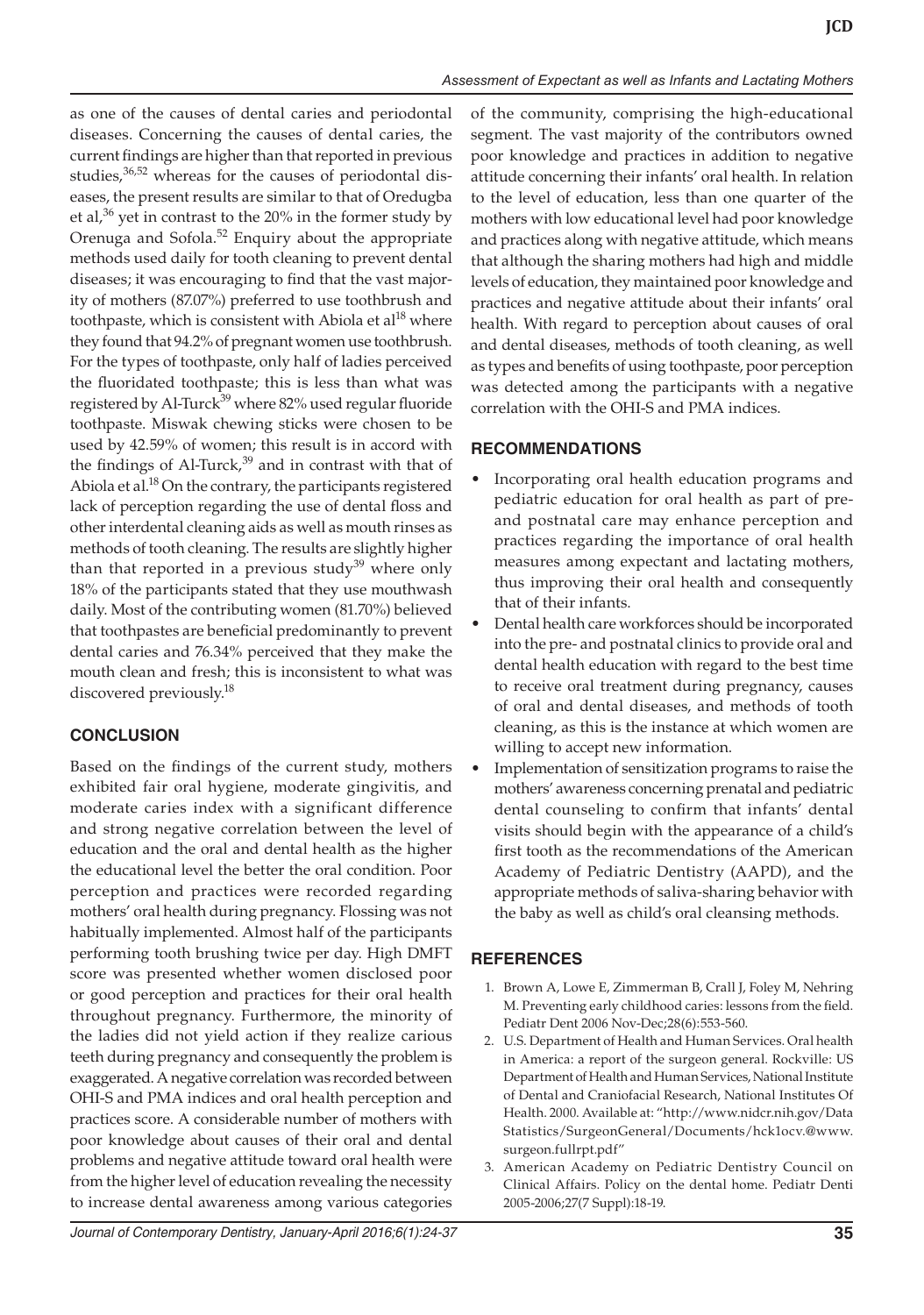as one of the causes of dental caries and periodontal diseases. Concerning the causes of dental caries, the current findings are higher than that reported in previous studies,[36,52] whereas for the causes of periodontal diseases, the present results are similar to that of Oredugba et al,[36] yet in contrast to the 20% in the former study by Orenuga and Sofola.[52] Enquiry about the appropriate methods used daily for tooth cleaning to prevent dental diseases; it was encouraging to find that the vast majority of mothers (87.07%) preferred to use toothbrush and toothpaste, which is consistent with Abiola et al[18] where they found that 94.2% of pregnant women use toothbrush. For the types of toothpaste, only half of ladies perceived the fluoridated toothpaste; this is less than what was registered by Al-Turck[39] where 82% used regular fluoride toothpaste. Miswak chewing sticks were chosen to be used by 42.59% of women; this result is in accord with the findings of Al-Turck,[39] and in contrast with that of Abiola et al.[18] On the contrary, the participants registered lack of perception regarding the use of dental floss and other interdental cleaning aids as well as mouth rinses as methods of tooth cleaning. The results are slightly higher than that reported in a previous study[39] where only 18% of the participants stated that they use mouthwash daily. Most of the contributing women (81.70%) believed that toothpastes are beneficial predominantly to prevent dental caries and 76.34% perceived that they make the mouth clean and fresh; this is inconsistent to what was discovered previously.[18]

## CONCLUSION

Based on the findings of the current study, mothers exhibited fair oral hygiene, moderate gingivitis, and moderate caries index with a significant difference and strong negative correlation between the level of education and the oral and dental health as the higher the educational level the better the oral condition. Poor perception and practices were recorded regarding mothers' oral health during pregnancy. Flossing was not habitually implemented. Almost half of the participants performing tooth brushing twice per day. High DMFT score was presented whether women disclosed poor or good perception and practices for their oral health throughout pregnancy. Furthermore, the minority of the ladies did not yield action if they realize carious teeth during pregnancy and consequently the problem is exaggerated. A negative correlation was recorded between OHI-S and PMA indices and oral health perception and practices score. A considerable number of mothers with poor knowledge about causes of their oral and dental problems and negative attitude toward oral health were from the higher level of education revealing the necessity to increase dental awareness among various categories of the community, comprising the high-educational segment. The vast majority of the contributors owned poor knowledge and practices in addition to negative attitude concerning their infants' oral health. In relation to the level of education, less than one quarter of the mothers with low educational level had poor knowledge and practices along with negative attitude, which means that although the sharing mothers had high and middle levels of education, they maintained poor knowledge and practices and negative attitude about their infants' oral health. With regard to perception about causes of oral and dental diseases, methods of tooth cleaning, as well as types and benefits of using toothpaste, poor perception was detected among the participants with a negative correlation with the OHI-S and PMA indices.

## RECOMMENDATIONS

- Incorporating oral health education programs and pediatric education for oral health as part of pre- and postnatal care may enhance perception and practices regarding the importance of oral health measures among expectant and lactating mothers, thus improving their oral health and consequently that of their infants.
- Dental health care workforces should be incorporated into the pre- and postnatal clinics to provide oral and dental health education with regard to the best time to receive oral treatment during pregnancy, causes of oral and dental diseases, and methods of tooth cleaning, as this is the instance at which women are willing to accept new information.
- Implementation of sensitization programs to raise the mothers' awareness concerning prenatal and pediatric dental counseling to confirm that infants' dental visits should begin with the appearance of a child's first tooth as the recommendations of the American Academy of Pediatric Dentistry (AAPD), and the appropriate methods of saliva-sharing behavior with the baby as well as child's oral cleansing methods.

## REFERENCES

1. Brown A, Lowe E, Zimmerman B, Crall J, Foley M, Nehring M. Preventing early childhood caries: lessons from the field. Pediatr Dent 2006 Nov-Dec;28(6):553-560.
2. U.S. Department of Health and Human Services. Oral health in America: a report of the surgeon general. Rockville: US Department of Health and Human Services, National Institute of Dental and Craniofacial Research, National Institutes Of Health. 2000. Available at: "http://www.nidcr.nih.gov/Data Statistics/SurgeonGeneral/Documents/hck1ocv.@www.surgeon.fullrpt.pdf"
3. American Academy on Pediatric Dentistry Council on Clinical Affairs. Policy on the dental home. Pediatr Denti 2005-2006;27(7 Suppl):18-19.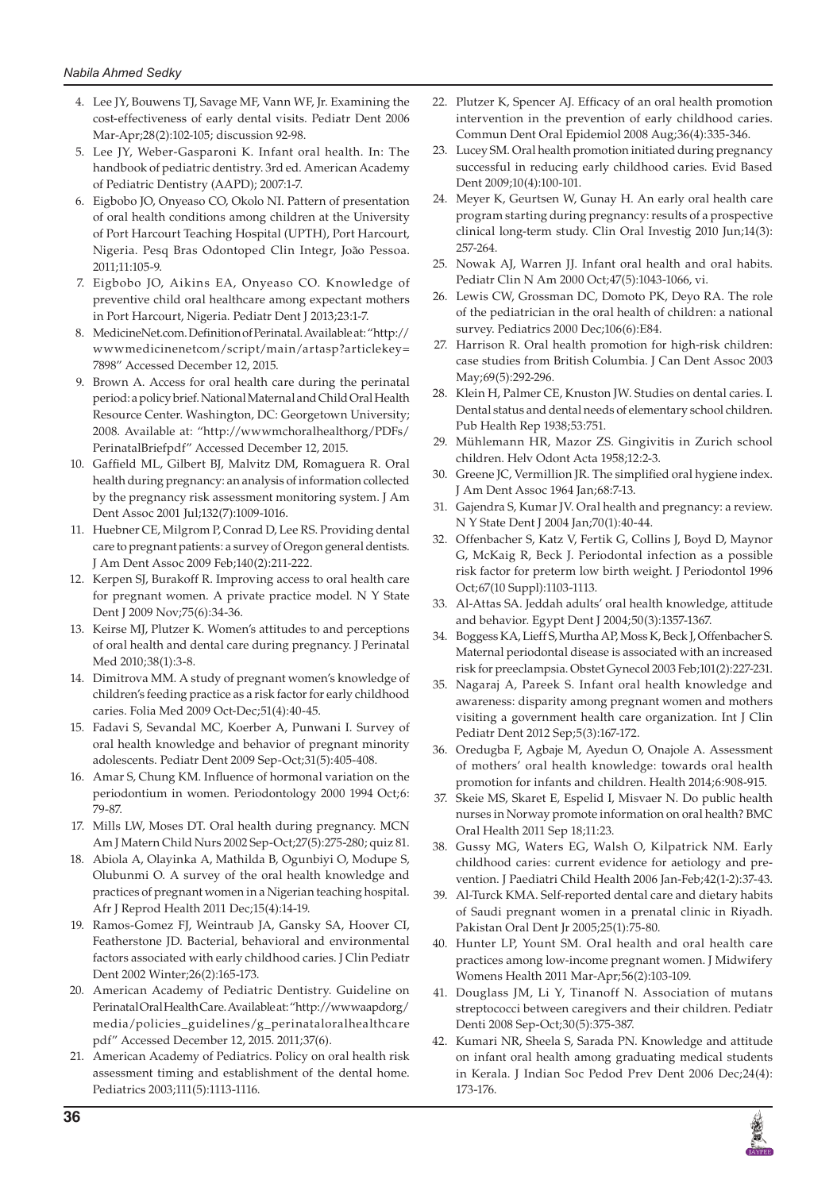4. Lee JY, Bouwens TJ, Savage MF, Vann WF, Jr. Examining the cost-effectiveness of early dental visits. Pediatr Dent 2006 Mar-Apr;28(2):102-105; discussion 92-98.
5. Lee JY, Weber-Gasparoni K. Infant oral health. In: The handbook of pediatric dentistry. 3rd ed. American Academy of Pediatric Dentistry (AAPD); 2007:1-7.
6. Eigbobo JO, Onyeaso CO, Okolo NI. Pattern of presentation of oral health conditions among children at the University of Port Harcourt Teaching Hospital (UPTH), Port Harcourt, Nigeria. Pesq Bras Odontoped Clin Integr, João Pessoa. 2011;11:105-9.
7. Eigbobo JO, Aikins EA, Onyeaso CO. Knowledge of preventive child oral healthcare among expectant mothers in Port Harcourt, Nigeria. Pediatr Dent J 2013;23:1-7.
8. MedicineNet.com. Definition of Perinatal. Available at: "http://wwwmedicinenetcom/script/main/artasp?articlekey=7898" Accessed December 12, 2015.
9. Brown A. Access for oral health care during the perinatal period: a policy brief. National Maternal and Child Oral Health Resource Center. Washington, DC: Georgetown University; 2008. Available at: "http://wwwmchoralhealthorg/PDFs/PerinatalBriefpdf" Accessed December 12, 2015.
10. Gaffield ML, Gilbert BJ, Malvitz DM, Romaguera R. Oral health during pregnancy: an analysis of information collected by the pregnancy risk assessment monitoring system. J Am Dent Assoc 2001 Jul;132(7):1009-1016.
11. Huebner CE, Milgrom P, Conrad D, Lee RS. Providing dental care to pregnant patients: a survey of Oregon general dentists. J Am Dent Assoc 2009 Feb;140(2):211-222.
12. Kerpen SJ, Burakoff R. Improving access to oral health care for pregnant women. A private practice model. N Y State Dent J 2009 Nov;75(6):34-36.
13. Keirse MJ, Plutzer K. Women's attitudes to and perceptions of oral health and dental care during pregnancy. J Perinatal Med 2010;38(1):3-8.
14. Dimitrova MM. A study of pregnant women's knowledge of children's feeding practice as a risk factor for early childhood caries. Folia Med 2009 Oct-Dec;51(4):40-45.
15. Fadavi S, Sevandal MC, Koerber A, Punwani I. Survey of oral health knowledge and behavior of pregnant minority adolescents. Pediatr Dent 2009 Sep-Oct;31(5):405-408.
16. Amar S, Chung KM. Influence of hormonal variation on the periodontium in women. Periodontology 2000 1994 Oct;6:79-87.
17. Mills LW, Moses DT. Oral health during pregnancy. MCN Am J Matern Child Nurs 2002 Sep-Oct;27(5):275-280; quiz 81.
18. Abiola A, Olayinka A, Mathilda B, Ogunbiyi O, Modupe S, Olubunmi O. A survey of the oral health knowledge and practices of pregnant women in a Nigerian teaching hospital. Afr J Reprod Health 2011 Dec;15(4):14-19.
19. Ramos-Gomez FJ, Weintraub JA, Gansky SA, Hoover CI, Featherstone JD. Bacterial, behavioral and environmental factors associated with early childhood caries. J Clin Pediatr Dent 2002 Winter;26(2):165-173.
20. American Academy of Pediatric Dentistry. Guideline on Perinatal Oral Health Care. Available at: "http://wwwaapdorg/media/policies_guidelines/g_perinataloralhealthcare pdf" Accessed December 12, 2015. 2011;37(6).
21. American Academy of Pediatrics. Policy on oral health risk assessment timing and establishment of the dental home. Pediatrics 2003;111(5):1113-1116.
22. Plutzer K, Spencer AJ. Efficacy of an oral health promotion intervention in the prevention of early childhood caries. Commun Dent Oral Epidemiol 2008 Aug;36(4):335-346.
23. Lucey SM. Oral health promotion initiated during pregnancy successful in reducing early childhood caries. Evid Based Dent 2009;10(4):100-101.
24. Meyer K, Geurtsen W, Gunay H. An early oral health care program starting during pregnancy: results of a prospective clinical long-term study. Clin Oral Investig 2010 Jun;14(3): 257-264.
25. Nowak AJ, Warren JJ. Infant oral health and oral habits. Pediatr Clin N Am 2000 Oct;47(5):1043-1066, vi.
26. Lewis CW, Grossman DC, Domoto PK, Deyo RA. The role of the pediatrician in the oral health of children: a national survey. Pediatrics 2000 Dec;106(6):E84.
27. Harrison R. Oral health promotion for high-risk children: case studies from British Columbia. J Can Dent Assoc 2003 May;69(5):292-296.
28. Klein H, Palmer CE, Knuston JW. Studies on dental caries. I. Dental status and dental needs of elementary school children. Pub Health Rep 1938;53:751.
29. Mühlemann HR, Mazor ZS. Gingivitis in Zurich school children. Helv Odont Acta 1958;12:2-3.
30. Greene JC, Vermillion JR. The simplified oral hygiene index. J Am Dent Assoc 1964 Jan;68:7-13.
31. Gajendra S, Kumar JV. Oral health and pregnancy: a review. N Y State Dent J 2004 Jan;70(1):40-44.
32. Offenbacher S, Katz V, Fertik G, Collins J, Boyd D, Maynor G, McKaig R, Beck J. Periodontal infection as a possible risk factor for preterm low birth weight. J Periodontol 1996 Oct;67(10 Suppl):1103-1113.
33. Al-Attas SA. Jeddah adults' oral health knowledge, attitude and behavior. Egypt Dent J 2004;50(3):1357-1367.
34. Boggess KA, Lieff S, Murtha AP, Moss K, Beck J, Offenbacher S. Maternal periodontal disease is associated with an increased risk for preeclampsia. Obstet Gynecol 2003 Feb;101(2):227-231.
35. Nagaraj A, Pareek S. Infant oral health knowledge and awareness: disparity among pregnant women and mothers visiting a government health care organization. Int J Clin Pediatr Dent 2012 Sep;5(3):167-172.
36. Oredugba F, Agbaje M, Ayedun O, Onajole A. Assessment of mothers' oral health knowledge: towards oral health promotion for infants and children. Health 2014;6:908-915.
37. Skeie MS, Skaret E, Espelid I, Misvaer N. Do public health nurses in Norway promote information on oral health? BMC Oral Health 2011 Sep 18;11:23.
38. Gussy MG, Waters EG, Walsh O, Kilpatrick NM. Early childhood caries: current evidence for aetiology and prevention. J Paediatri Child Health 2006 Jan-Feb;42(1-2):37-43.
39. Al-Turck KMA. Self-reported dental care and dietary habits of Saudi pregnant women in a prenatal clinic in Riyadh. Pakistan Oral Dent Jr 2005;25(1):75-80.
40. Hunter LP, Yount SM. Oral health and oral health care practices among low-income pregnant women. J Midwifery Womens Health 2011 Mar-Apr;56(2):103-109.
41. Douglass JM, Li Y, Tinanoff N. Association of mutans streptococci between caregivers and their children. Pediatr Denti 2008 Sep-Oct;30(5):375-387.
42. Kumari NR, Sheela S, Sarada PN. Knowledge and attitude on infant oral health among graduating medical students in Kerala. J Indian Soc Pedod Prev Dent 2006 Dec;24(4): 173-176.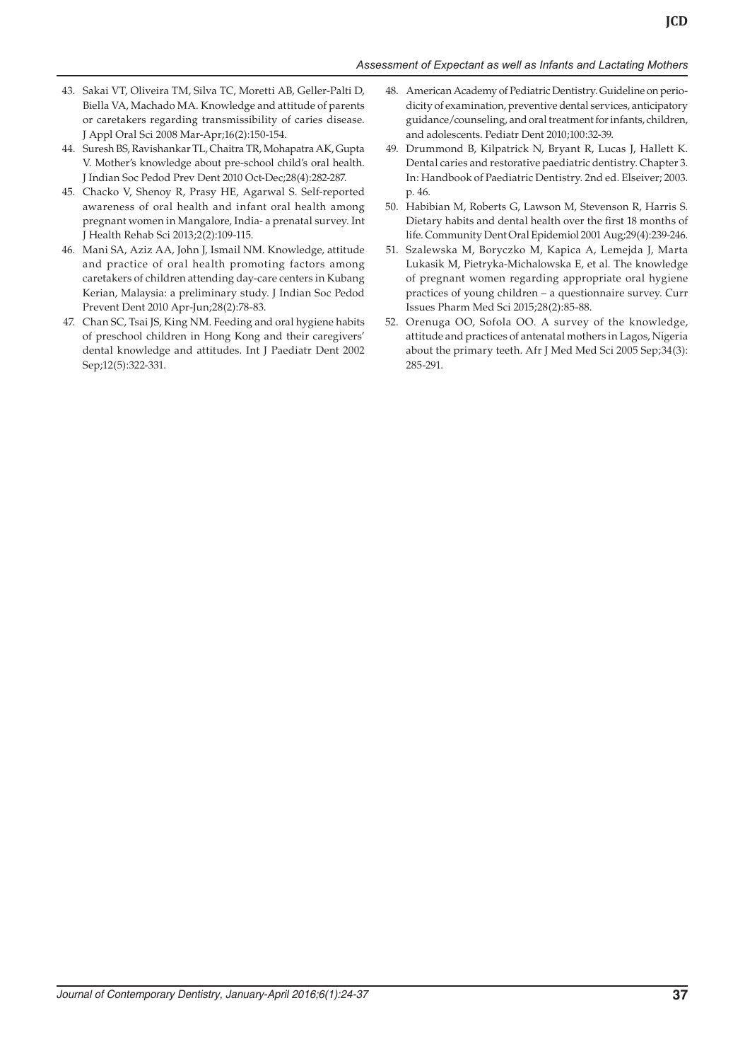43. Sakai VT, Oliveira TM, Silva TC, Moretti AB, Geller-Palti D, Biella VA, Machado MA. Knowledge and attitude of parents or caretakers regarding transmissibility of caries disease. J Appl Oral Sci 2008 Mar-Apr;16(2):150-154.
44. Suresh BS, Ravishankar TL, Chaitra TR, Mohapatra AK, Gupta V. Mother's knowledge about pre-school child's oral health. J Indian Soc Pedod Prev Dent 2010 Oct-Dec;28(4):282-287.
45. Chacko V, Shenoy R, Prasy HE, Agarwal S. Self-reported awareness of oral health and infant oral health among pregnant women in Mangalore, India- a prenatal survey. Int J Health Rehab Sci 2013;2(2):109-115.
46. Mani SA, Aziz AA, John J, Ismail NM. Knowledge, attitude and practice of oral health promoting factors among caretakers of children attending day-care centers in Kubang Kerian, Malaysia: a preliminary study. J Indian Soc Pedod Prevent Dent 2010 Apr-Jun;28(2):78-83.
47. Chan SC, Tsai JS, King NM. Feeding and oral hygiene habits of preschool children in Hong Kong and their caregivers' dental knowledge and attitudes. Int J Paediatr Dent 2002 Sep;12(5):322-331.
48. American Academy of Pediatric Dentistry. Guideline on periodicity of examination, preventive dental services, anticipatory guidance/counseling, and oral treatment for infants, children, and adolescents. Pediatr Dent 2010;100:32-39.
49. Drummond B, Kilpatrick N, Bryant R, Lucas J, Hallett K. Dental caries and restorative paediatric dentistry. Chapter 3. In: Handbook of Paediatric Dentistry. 2nd ed. Elseiver; 2003. p. 46.
50. Habibian M, Roberts G, Lawson M, Stevenson R, Harris S. Dietary habits and dental health over the first 18 months of life. Community Dent Oral Epidemiol 2001 Aug;29(4):239-246.
51. Szalewska M, Boryczko M, Kapica A, Lemejda J, Marta Lukasik M, Pietryka-Michalowska E, et al. The knowledge of pregnant women regarding appropriate oral hygiene practices of young children – a questionnaire survey. Curr Issues Pharm Med Sci 2015;28(2):85-88.
52. Orenuga OO, Sofola OO. A survey of the knowledge, attitude and practices of antenatal mothers in Lagos, Nigeria about the primary teeth. Afr J Med Med Sci 2005 Sep;34(3): 285-291.